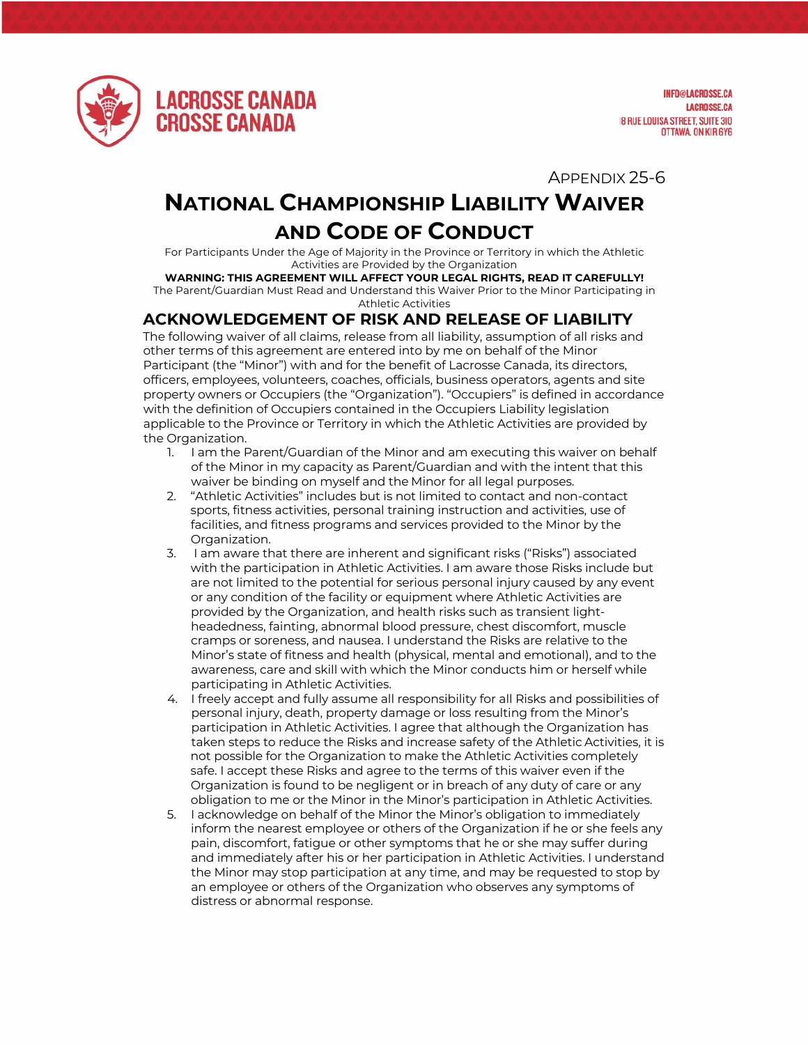LACROSSE CANADA
CROSSE CANADA

INFO@LACROSSE.CA
LACROSSE.CA
18 RUE LOUISA STREET, SUITE 310
OTTAWA, ON K1R 6Y6

APPENDIX 25-6

# NATIONAL CHAMPIONSHIP LIABILITY WAIVER AND CODE OF CONDUCT

For Participants Under the Age of Majority in the Province or Territory in which the Athletic Activities are Provided by the Organization

**WARNING: THIS AGREEMENT WILL AFFECT YOUR LEGAL RIGHTS, READ IT CAREFULLY!**

The Parent/Guardian Must Read and Understand this Waiver Prior to the Minor Participating in Athletic Activities

## ACKNOWLEDGEMENT OF RISK AND RELEASE OF LIABILITY

The following waiver of all claims, release from all liability, assumption of all risks and other terms of this agreement are entered into by me on behalf of the Minor Participant (the "Minor") with and for the benefit of Lacrosse Canada, its directors, officers, employees, volunteers, coaches, officials, business operators, agents and site property owners or Occupiers (the "Organization"). "Occupiers" is defined in accordance with the definition of Occupiers contained in the Occupiers Liability legislation applicable to the Province or Territory in which the Athletic Activities are provided by the Organization.

1. I am the Parent/Guardian of the Minor and am executing this waiver on behalf of the Minor in my capacity as Parent/Guardian and with the intent that this waiver be binding on myself and the Minor for all legal purposes.
2. "Athletic Activities" includes but is not limited to contact and non-contact sports, fitness activities, personal training instruction and activities, use of facilities, and fitness programs and services provided to the Minor by the Organization.
3. I am aware that there are inherent and significant risks ("Risks") associated with the participation in Athletic Activities. I am aware those Risks include but are not limited to the potential for serious personal injury caused by any event or any condition of the facility or equipment where Athletic Activities are provided by the Organization, and health risks such as transient light-headedness, fainting, abnormal blood pressure, chest discomfort, muscle cramps or soreness, and nausea. I understand the Risks are relative to the Minor's state of fitness and health (physical, mental and emotional), and to the awareness, care and skill with which the Minor conducts him or herself while participating in Athletic Activities.
4. I freely accept and fully assume all responsibility for all Risks and possibilities of personal injury, death, property damage or loss resulting from the Minor's participation in Athletic Activities. I agree that although the Organization has taken steps to reduce the Risks and increase safety of the Athletic Activities, it is not possible for the Organization to make the Athletic Activities completely safe. I accept these Risks and agree to the terms of this waiver even if the Organization is found to be negligent or in breach of any duty of care or any obligation to me or the Minor in the Minor's participation in Athletic Activities.
5. I acknowledge on behalf of the Minor the Minor's obligation to immediately inform the nearest employee or others of the Organization if he or she feels any pain, discomfort, fatigue or other symptoms that he or she may suffer during and immediately after his or her participation in Athletic Activities. I understand the Minor may stop participation at any time, and may be requested to stop by an employee or others of the Organization who observes any symptoms of distress or abnormal response.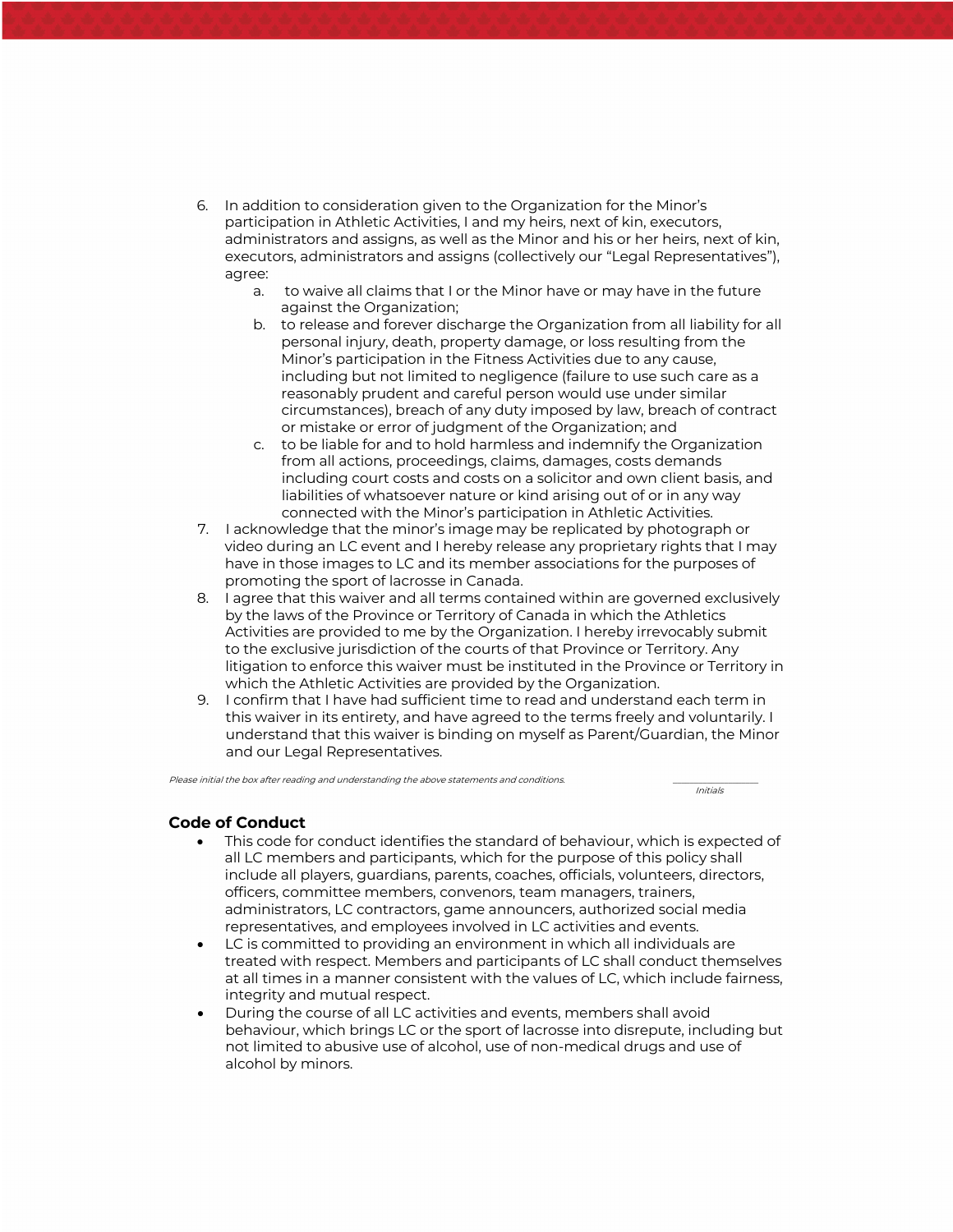6. In addition to consideration given to the Organization for the Minor's participation in Athletic Activities, I and my heirs, next of kin, executors, administrators and assigns, as well as the Minor and his or her heirs, next of kin, executors, administrators and assigns (collectively our "Legal Representatives"), agree:
   a. to waive all claims that I or the Minor have or may have in the future against the Organization;
   b. to release and forever discharge the Organization from all liability for all personal injury, death, property damage, or loss resulting from the Minor's participation in the Fitness Activities due to any cause, including but not limited to negligence (failure to use such care as a reasonably prudent and careful person would use under similar circumstances), breach of any duty imposed by law, breach of contract or mistake or error of judgment of the Organization; and
   c. to be liable for and to hold harmless and indemnify the Organization from all actions, proceedings, claims, damages, costs demands including court costs and costs on a solicitor and own client basis, and liabilities of whatsoever nature or kind arising out of or in any way connected with the Minor's participation in Athletic Activities.
7. I acknowledge that the minor's image may be replicated by photograph or video during an LC event and I hereby release any proprietary rights that I may have in those images to LC and its member associations for the purposes of promoting the sport of lacrosse in Canada.
8. I agree that this waiver and all terms contained within are governed exclusively by the laws of the Province or Territory of Canada in which the Athletics Activities are provided to me by the Organization. I hereby irrevocably submit to the exclusive jurisdiction of the courts of that Province or Territory. Any litigation to enforce this waiver must be instituted in the Province or Territory in which the Athletic Activities are provided by the Organization.
9. I confirm that I have had sufficient time to read and understand each term in this waiver in its entirety, and have agreed to the terms freely and voluntarily. I understand that this waiver is binding on myself as Parent/Guardian, the Minor and our Legal Representatives.

*Please initial the box after reading and understanding the above statements and conditions.* ______________ *Initials*

## Code of Conduct

- This code for conduct identifies the standard of behaviour, which is expected of all LC members and participants, which for the purpose of this policy shall include all players, guardians, parents, coaches, officials, volunteers, directors, officers, committee members, convenors, team managers, trainers, administrators, LC contractors, game announcers, authorized social media representatives, and employees involved in LC activities and events.
- LC is committed to providing an environment in which all individuals are treated with respect. Members and participants of LC shall conduct themselves at all times in a manner consistent with the values of LC, which include fairness, integrity and mutual respect.
- During the course of all LC activities and events, members shall avoid behaviour, which brings LC or the sport of lacrosse into disrepute, including but not limited to abusive use of alcohol, use of non-medical drugs and use of alcohol by minors.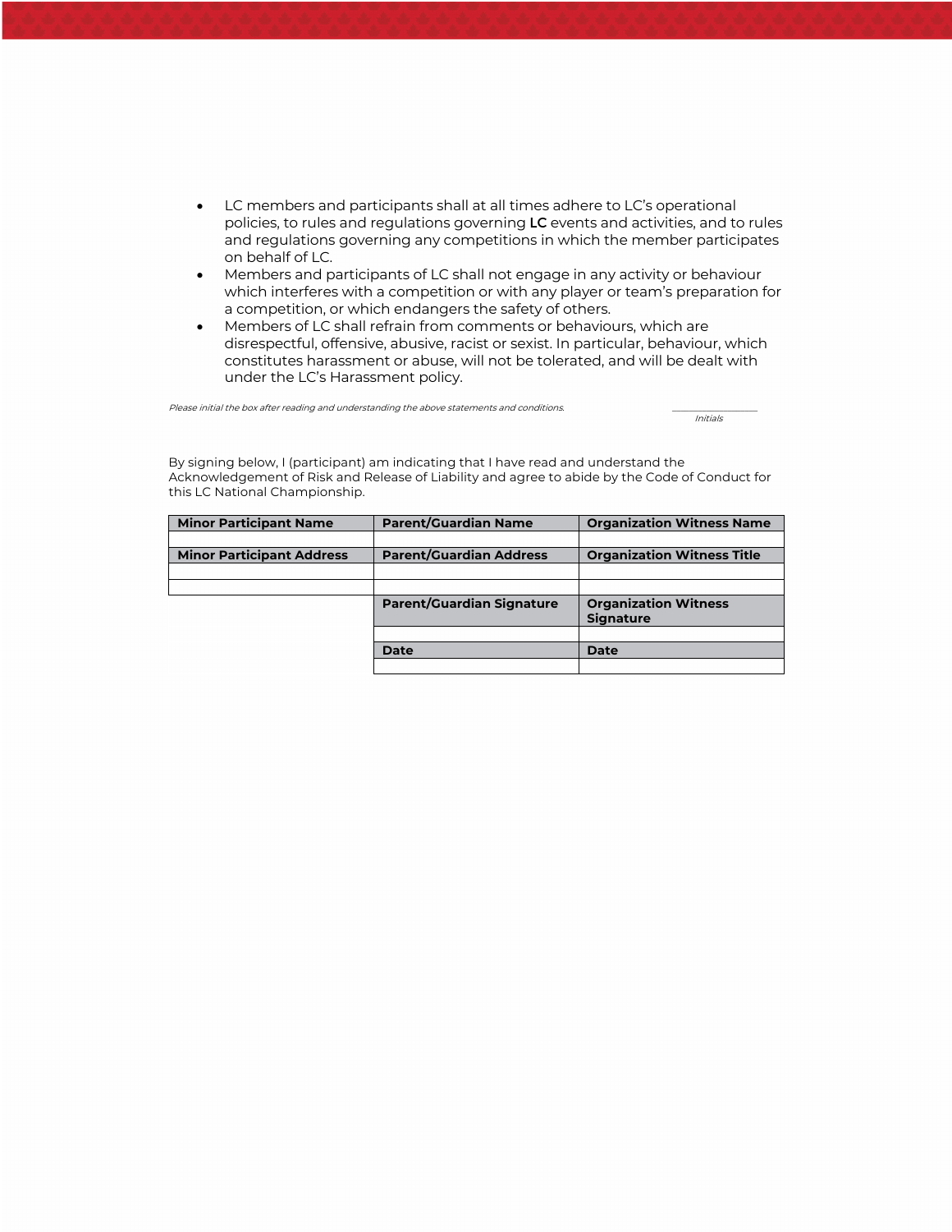- LC members and participants shall at all times adhere to LC's operational policies, to rules and regulations governing **LC** events and activities, and to rules and regulations governing any competitions in which the member participates on behalf of LC.
- Members and participants of LC shall not engage in any activity or behaviour which interferes with a competition or with any player or team's preparation for a competition, or which endangers the safety of others.
- Members of LC shall refrain from comments or behaviours, which are disrespectful, offensive, abusive, racist or sexist. In particular, behaviour, which constitutes harassment or abuse, will not be tolerated, and will be dealt with under the LC's Harassment policy.

*Please initial the box after reading and understanding the above statements and conditions.* ________ *Initials*

By signing below, I (participant) am indicating that I have read and understand the Acknowledgement of Risk and Release of Liability and agree to abide by the Code of Conduct for this LC National Championship.

| **Minor Participant Name** | **Parent/Guardian Name** | **Organization Witness Name** |
|---|---|---|
| | | |
| **Minor Participant Address** | **Parent/Guardian Address** | **Organization Witness Title** |
| | | |
| | | |
| | **Parent/Guardian Signature** | **Organization Witness Signature** |
| | | |
| | **Date** | **Date** |
| | | |